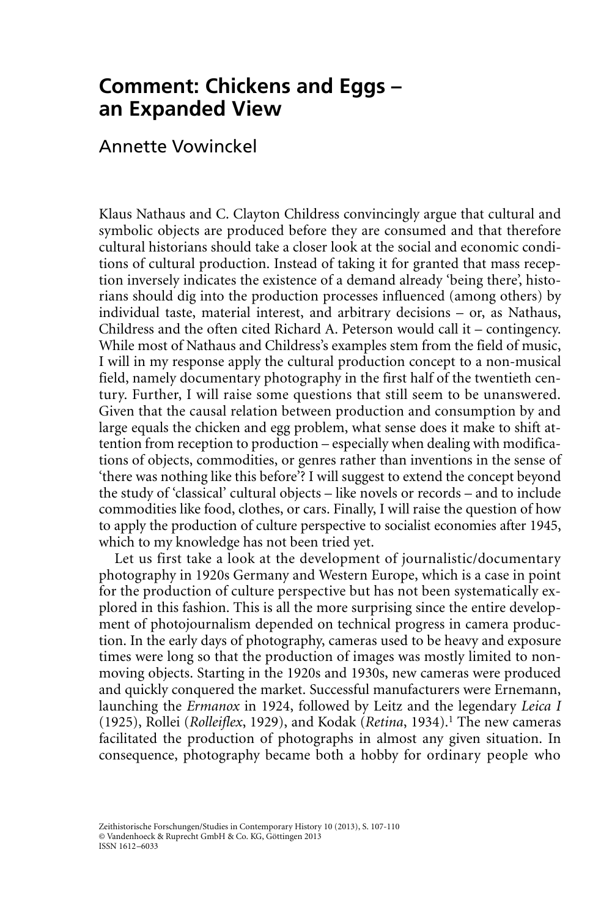# Comment: Chickens and Eggs – an Expanded View

Annette Vowinckel

Klaus Nathaus and C. Clayton Childress convincingly argue that cultural and symbolic objects are produced before they are consumed and that therefore cultural historians should take a closer look at the social and economic conditions of cultural production. Instead of taking it for granted that mass reception inversely indicates the existence of a demand already 'being there', historians should dig into the production processes influenced (among others) by individual taste, material interest, and arbitrary decisions – or, as Nathaus, Childress and the often cited Richard A. Peterson would call it – contingency. While most of Nathaus and Childress's examples stem from the field of music, I will in my response apply the cultural production concept to a non-musical field, namely documentary photography in the first half of the twentieth century. Further, I will raise some questions that still seem to be unanswered. Given that the causal relation between production and consumption by and large equals the chicken and egg problem, what sense does it make to shift attention from reception to production – especially when dealing with modifications of objects, commodities, or genres rather than inventions in the sense of 'there was nothing like this before'? I will suggest to extend the concept beyond the study of 'classical' cultural objects – like novels or records – and to include commodities like food, clothes, or cars. Finally, I will raise the question of how to apply the production of culture perspective to socialist economies after 1945, which to my knowledge has not been tried yet.

Let us first take a look at the development of journalistic/documentary photography in 1920s Germany and Western Europe, which is a case in point for the production of culture perspective but has not been systematically explored in this fashion. This is all the more surprising since the entire development of photojournalism depended on technical progress in camera production. In the early days of photography, cameras used to be heavy and exposure times were long so that the production of images was mostly limited to non-moving objects. Starting in the 1920s and 1930s, new cameras were produced and quickly conquered the market. Successful manufacturers were Ernemann, launching the *Ermanox* in 1924, followed by Leitz and the legendary *Leica I* (1925), Rollei (*Rolleiflex*, 1929), and Kodak (*Retina*, 1934).[1] The new cameras facilitated the production of photographs in almost any given situation. In consequence, photography became both a hobby for ordinary people who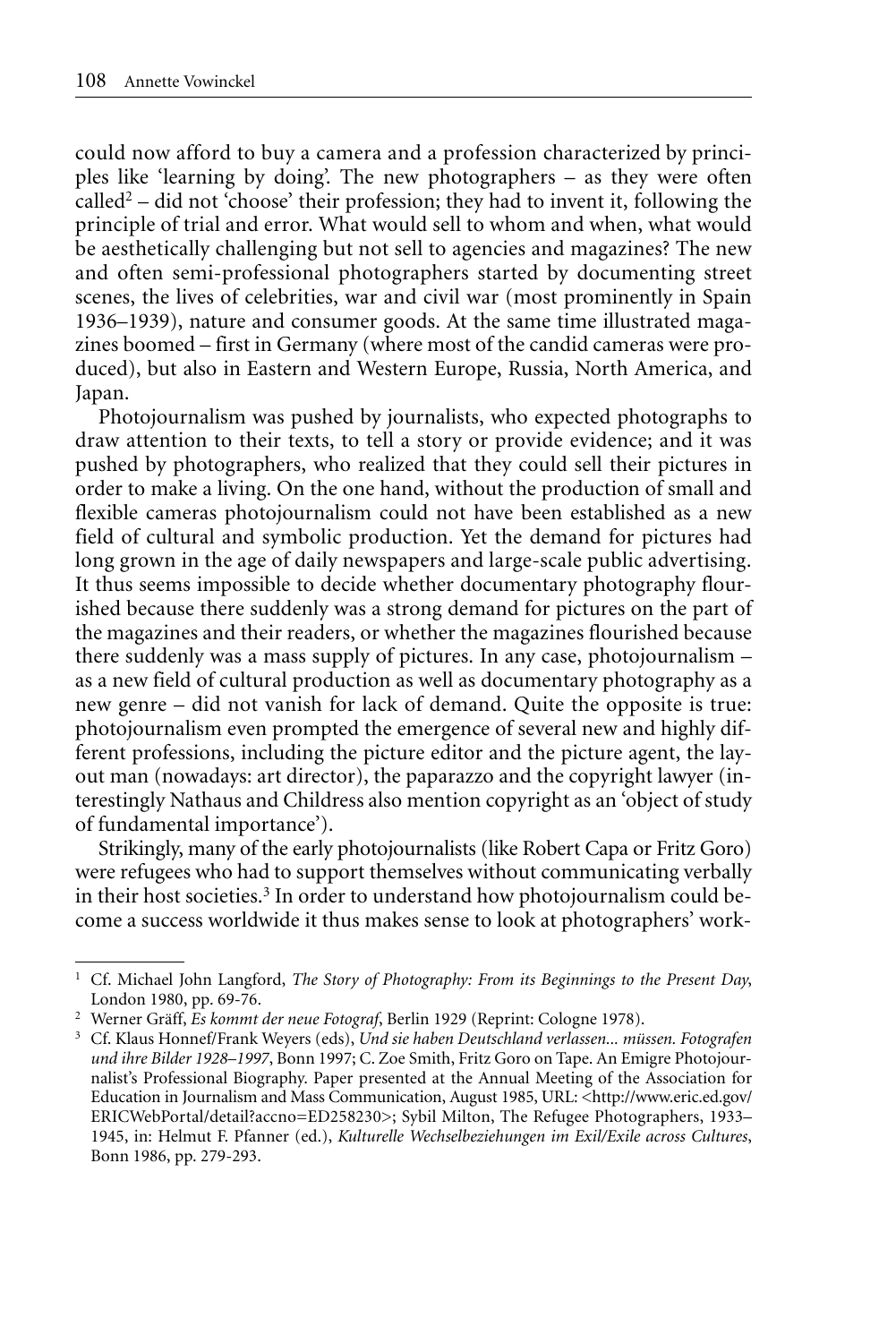could now afford to buy a camera and a profession characterized by principles like 'learning by doing'. The new photographers – as they were often called[2] – did not 'choose' their profession; they had to invent it, following the principle of trial and error. What would sell to whom and when, what would be aesthetically challenging but not sell to agencies and magazines? The new and often semi-professional photographers started by documenting street scenes, the lives of celebrities, war and civil war (most prominently in Spain 1936–1939), nature and consumer goods. At the same time illustrated magazines boomed – first in Germany (where most of the candid cameras were produced), but also in Eastern and Western Europe, Russia, North America, and Japan.

Photojournalism was pushed by journalists, who expected photographs to draw attention to their texts, to tell a story or provide evidence; and it was pushed by photographers, who realized that they could sell their pictures in order to make a living. On the one hand, without the production of small and flexible cameras photojournalism could not have been established as a new field of cultural and symbolic production. Yet the demand for pictures had long grown in the age of daily newspapers and large-scale public advertising. It thus seems impossible to decide whether documentary photography flourished because there suddenly was a strong demand for pictures on the part of the magazines and their readers, or whether the magazines flourished because there suddenly was a mass supply of pictures. In any case, photojournalism – as a new field of cultural production as well as documentary photography as a new genre – did not vanish for lack of demand. Quite the opposite is true: photojournalism even prompted the emergence of several new and highly different professions, including the picture editor and the picture agent, the layout man (nowadays: art director), the paparazzo and the copyright lawyer (interestingly Nathaus and Childress also mention copyright as an 'object of study of fundamental importance').

Strikingly, many of the early photojournalists (like Robert Capa or Fritz Goro) were refugees who had to support themselves without communicating verbally in their host societies.[3] In order to understand how photojournalism could become a success worldwide it thus makes sense to look at photographers' work-

---

[1] Cf. Michael John Langford, *The Story of Photography: From its Beginnings to the Present Day*, London 1980, pp. 69-76.

[2] Werner Gräff, *Es kommt der neue Fotograf*, Berlin 1929 (Reprint: Cologne 1978).

[3] Cf. Klaus Honnef/Frank Weyers (eds), *Und sie haben Deutschland verlassen... müssen. Fotografen und ihre Bilder 1928–1997*, Bonn 1997; C. Zoe Smith, Fritz Goro on Tape. An Emigre Photojournalist's Professional Biography. Paper presented at the Annual Meeting of the Association for Education in Journalism and Mass Communication, August 1985, URL: <http://www.eric.ed.gov/ERICWebPortal/detail?accno=ED258230>; Sybil Milton, The Refugee Photographers, 1933–1945, in: Helmut F. Pfanner (ed.), *Kulturelle Wechselbeziehungen im Exil/Exile across Cultures*, Bonn 1986, pp. 279-293.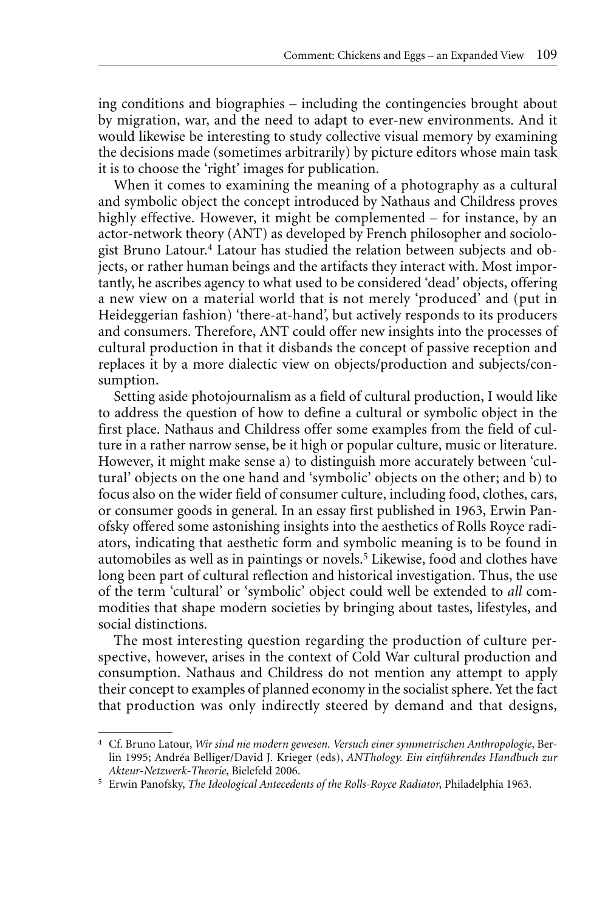ing conditions and biographies – including the contingencies brought about by migration, war, and the need to adapt to ever-new environments. And it would likewise be interesting to study collective visual memory by examining the decisions made (sometimes arbitrarily) by picture editors whose main task it is to choose the 'right' images for publication.

When it comes to examining the meaning of a photography as a cultural and symbolic object the concept introduced by Nathaus and Childress proves highly effective. However, it might be complemented – for instance, by an actor-network theory (ANT) as developed by French philosopher and sociologist Bruno Latour.[4] Latour has studied the relation between subjects and objects, or rather human beings and the artifacts they interact with. Most importantly, he ascribes agency to what used to be considered 'dead' objects, offering a new view on a material world that is not merely 'produced' and (put in Heideggerian fashion) 'there-at-hand', but actively responds to its producers and consumers. Therefore, ANT could offer new insights into the processes of cultural production in that it disbands the concept of passive reception and replaces it by a more dialectic view on objects/production and subjects/consumption.

Setting aside photojournalism as a field of cultural production, I would like to address the question of how to define a cultural or symbolic object in the first place. Nathaus and Childress offer some examples from the field of culture in a rather narrow sense, be it high or popular culture, music or literature. However, it might make sense a) to distinguish more accurately between 'cultural' objects on the one hand and 'symbolic' objects on the other; and b) to focus also on the wider field of consumer culture, including food, clothes, cars, or consumer goods in general. In an essay first published in 1963, Erwin Panofsky offered some astonishing insights into the aesthetics of Rolls Royce radiators, indicating that aesthetic form and symbolic meaning is to be found in automobiles as well as in paintings or novels.[5] Likewise, food and clothes have long been part of cultural reflection and historical investigation. Thus, the use of the term 'cultural' or 'symbolic' object could well be extended to *all* commodities that shape modern societies by bringing about tastes, lifestyles, and social distinctions.

The most interesting question regarding the production of culture perspective, however, arises in the context of Cold War cultural production and consumption. Nathaus and Childress do not mention any attempt to apply their concept to examples of planned economy in the socialist sphere. Yet the fact that production was only indirectly steered by demand and that designs,

---

[4] Cf. Bruno Latour, *Wir sind nie modern gewesen. Versuch einer symmetrischen Anthropologie*, Berlin 1995; Andréa Belliger/David J. Krieger (eds), *ANThology. Ein einführendes Handbuch zur Akteur-Netzwerk-Theorie*, Bielefeld 2006.

[5] Erwin Panofsky, *The Ideological Antecedents of the Rolls-Royce Radiator*, Philadelphia 1963.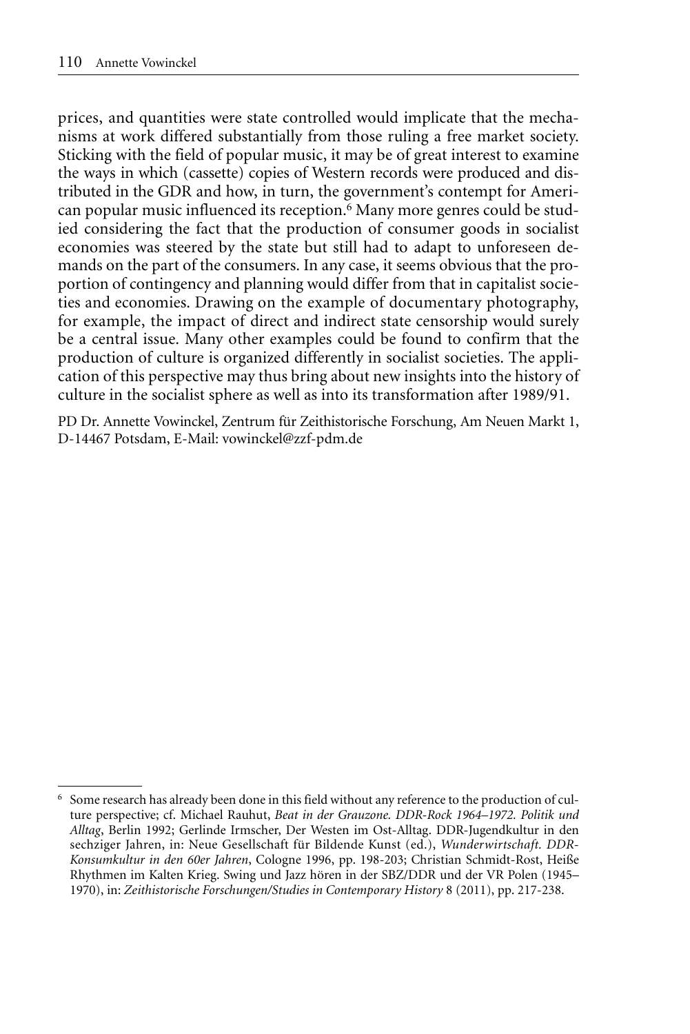prices, and quantities were state controlled would implicate that the mechanisms at work differed substantially from those ruling a free market society. Sticking with the field of popular music, it may be of great interest to examine the ways in which (cassette) copies of Western records were produced and distributed in the GDR and how, in turn, the government's contempt for American popular music influenced its reception.[6] Many more genres could be studied considering the fact that the production of consumer goods in socialist economies was steered by the state but still had to adapt to unforeseen demands on the part of the consumers. In any case, it seems obvious that the proportion of contingency and planning would differ from that in capitalist societies and economies. Drawing on the example of documentary photography, for example, the impact of direct and indirect state censorship would surely be a central issue. Many other examples could be found to confirm that the production of culture is organized differently in socialist societies. The application of this perspective may thus bring about new insights into the history of culture in the socialist sphere as well as into its transformation after 1989/91.

PD Dr. Annette Vowinckel, Zentrum für Zeithistorische Forschung, Am Neuen Markt 1, D-14467 Potsdam, E-Mail: vowinckel@zzf-pdm.de

---

[6] Some research has already been done in this field without any reference to the production of culture perspective; cf. Michael Rauhut, *Beat in der Grauzone. DDR-Rock 1964–1972. Politik und Alltag*, Berlin 1992; Gerlinde Irmscher, Der Westen im Ost-Alltag. DDR-Jugendkultur in den sechziger Jahren, in: Neue Gesellschaft für Bildende Kunst (ed.), *Wunderwirtschaft. DDR-Konsumkultur in den 60er Jahren*, Cologne 1996, pp. 198-203; Christian Schmidt-Rost, Heiße Rhythmen im Kalten Krieg. Swing und Jazz hören in der SBZ/DDR und der VR Polen (1945–1970), in: *Zeithistorische Forschungen/Studies in Contemporary History* 8 (2011), pp. 217-238.